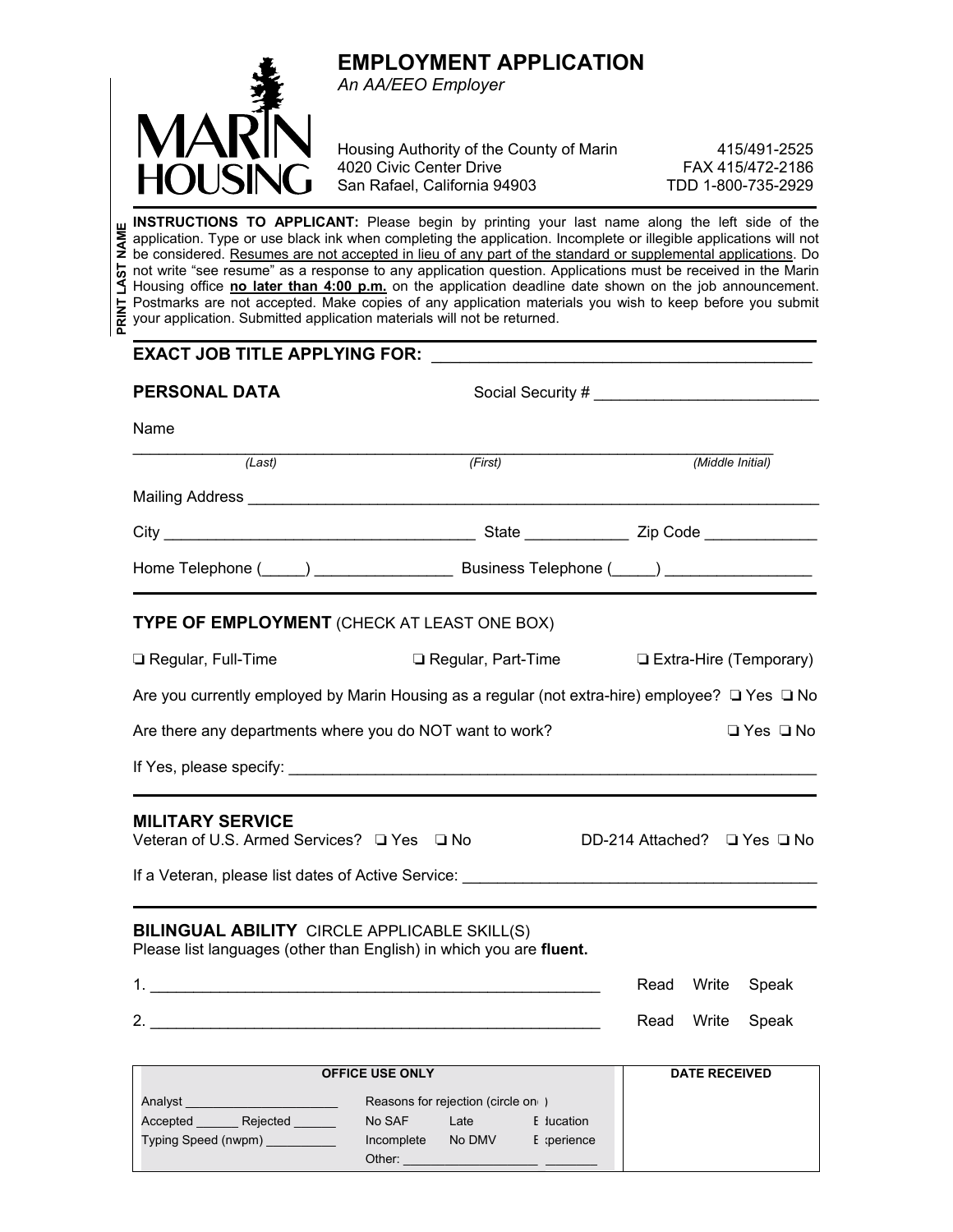# EMPLOYMENT APPLICATION

*An AA/EEO Employer*

MARIN HOUSING

Housing Authority of the County of Marin
4020 Civic Center Drive
San Rafael, California 94903

415/491-2525
FAX 415/472-2186
TDD 1-800-735-2929

PRINT LAST NAME

**INSTRUCTIONS TO APPLICANT:** Please begin by printing your last name along the left side of the application. Type or use black ink when completing the application. Incomplete or illegible applications will not be considered. Resumes are not accepted in lieu of any part of the standard or supplemental applications. Do not write "see resume" as a response to any application question. Applications must be received in the Marin Housing office **no later than 4:00 p.m.** on the application deadline date shown on the job announcement. Postmarks are not accepted. Make copies of any application materials you wish to keep before you submit your application. Submitted application materials will not be returned.

**EXACT JOB TITLE APPLYING FOR:** ________________________________________

## PERSONAL DATA

Social Security # __________________________

Name

______________________________________________________________________________

*(Last)* *(First)* *(Middle Initial)*

Mailing Address ___________________________________________________________________

City ____________________________________ State ____________ Zip Code _____________

Home Telephone (_____) ________________ Business Telephone (_____) _________________

## TYPE OF EMPLOYMENT (CHECK AT LEAST ONE BOX)

❑ Regular, Full-Time ❑ Regular, Part-Time ❑ Extra-Hire (Temporary)

Are you currently employed by Marin Housing as a regular (not extra-hire) employee? ❑ Yes ❑ No

Are there any departments where you do NOT want to work? ❑ Yes ❑ No

If Yes, please specify: _______________________________________________________________

## MILITARY SERVICE

Veteran of U.S. Armed Services? ❑ Yes ❑ No DD-214 Attached? ❑ Yes ❑ No

If a Veteran, please list dates of Active Service: ________________________________________

## BILINGUAL ABILITY CIRCLE APPLICABLE SKILL(S)

Please list languages (other than English) in which you are **fluent.**

1. ____________________________________________________ Read Write Speak

2. ____________________________________________________ Read Write Speak

| OFFICE USE ONLY | | | | DATE RECEIVED |
|---|---|---|---|---|
| Analyst ____________________ | Reasons for rejection (circle one) | | | |
| Accepted ______ Rejected ______ | No SAF | Late | Education | |
| Typing Speed (nwpm) __________ | Incomplete | No DMV | Experience | |
| | Other: ____________________ ________ | | | |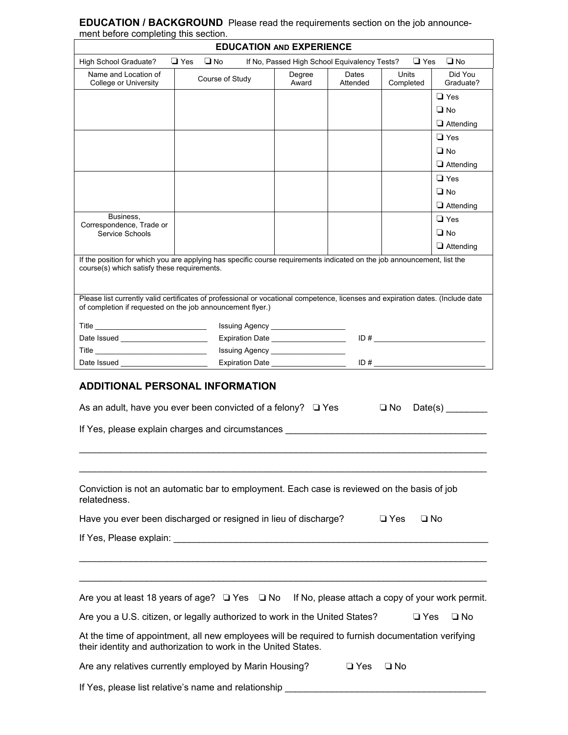**EDUCATION / BACKGROUND** Please read the requirements section on the job announcement before completing this section.

**EDUCATION AND EXPERIENCE**

High School Graduate? ❑ Yes ❑ No If No, Passed High School Equivalency Tests? ❑ Yes ❑ No

| Name and Location of College or University | Course of Study | Degree Award | Dates Attended | Units Completed | Did You Graduate? |
|---|---|---|---|---|---|
| | | | | | ❑ Yes ❑ No ❑ Attending |
| | | | | | ❑ Yes ❑ No ❑ Attending |
| | | | | | ❑ Yes ❑ No ❑ Attending |
| Business, Correspondence, Trade or Service Schools | | | | | ❑ Yes ❑ No ❑ Attending |

If the position for which you are applying has specific course requirements indicated on the job announcement, list the course(s) which satisfy these requirements.

Please list currently valid certificates of professional or vocational competence, licenses and expiration dates. (Include date of completion if requested on the job announcement flyer.)

Title ____________________ Issuing Agency ________________

Date Issued ________________ Expiration Date ________________ ID # ____________________

Title ____________________ Issuing Agency ________________

Date Issued ________________ Expiration Date ________________ ID # ____________________

## ADDITIONAL PERSONAL INFORMATION

As an adult, have you ever been convicted of a felony? ❑ Yes ❑ No Date(s) ________

If Yes, please explain charges and circumstances ____________________________________

______________________________________________________________________

______________________________________________________________________

Conviction is not an automatic bar to employment. Each case is reviewed on the basis of job relatedness.

Have you ever been discharged or resigned in lieu of discharge? ❑ Yes ❑ No

If Yes, Please explain: ____________________________________________________

______________________________________________________________________

______________________________________________________________________

Are you at least 18 years of age? ❑ Yes ❑ No If No, please attach a copy of your work permit.

Are you a U.S. citizen, or legally authorized to work in the United States? ❑ Yes ❑ No

At the time of appointment, all new employees will be required to furnish documentation verifying their identity and authorization to work in the United States.

Are any relatives currently employed by Marin Housing? ❑ Yes ❑ No

If Yes, please list relative's name and relationship ____________________________________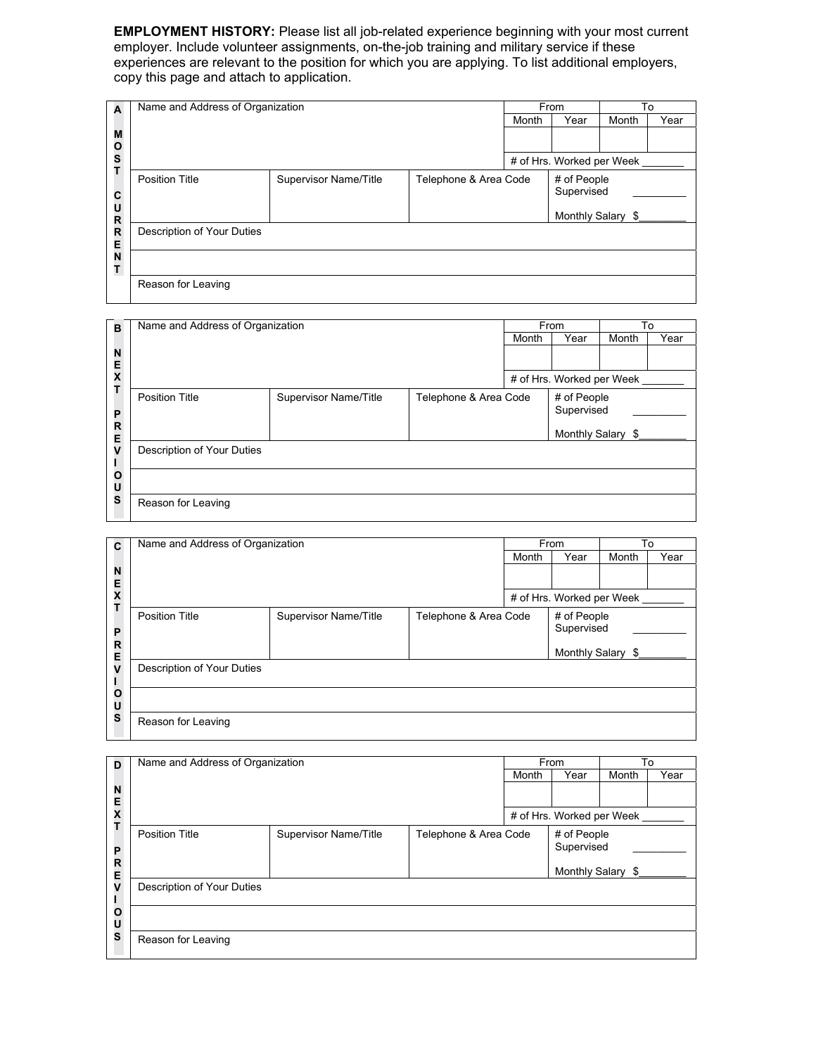**EMPLOYMENT HISTORY:** Please list all job-related experience beginning with your most current employer. Include volunteer assignments, on-the-job training and military service if these experiences are relevant to the position for which you are applying. To list additional employers, copy this page and attach to application.

**A MOST CURRENT**

| Name and Address of Organization | | | From | | To | |
|---|---|---|---|---|---|---|
| | | | Month | Year | Month | Year |
| | | | | | | |
| | | | # of Hrs. Worked per Week _______ | | | |
| Position Title | Supervisor Name/Title | Telephone & Area Code | # of People Supervised _________ Monthly Salary $________ | | | |
| Description of Your Duties | | | | | | |
| | | | | | | |
| Reason for Leaving | | | | | | |

**B NEXT PREVIOUS**

| Name and Address of Organization | | | From | | To | |
|---|---|---|---|---|---|---|
| | | | Month | Year | Month | Year |
| | | | | | | |
| | | | # of Hrs. Worked per Week _______ | | | |
| Position Title | Supervisor Name/Title | Telephone & Area Code | # of People Supervised _________ Monthly Salary $________ | | | |
| Description of Your Duties | | | | | | |
| | | | | | | |
| Reason for Leaving | | | | | | |

**C NEXT PREVIOUS**

| Name and Address of Organization | | | From | | To | |
|---|---|---|---|---|---|---|
| | | | Month | Year | Month | Year |
| | | | | | | |
| | | | # of Hrs. Worked per Week _______ | | | |
| Position Title | Supervisor Name/Title | Telephone & Area Code | # of People Supervised _________ Monthly Salary $________ | | | |
| Description of Your Duties | | | | | | |
| | | | | | | |
| Reason for Leaving | | | | | | |

**D NEXT PREVIOUS**

| Name and Address of Organization | | | From | | To | |
|---|---|---|---|---|---|---|
| | | | Month | Year | Month | Year |
| | | | | | | |
| | | | # of Hrs. Worked per Week _______ | | | |
| Position Title | Supervisor Name/Title | Telephone & Area Code | # of People Supervised _________ Monthly Salary $________ | | | |
| Description of Your Duties | | | | | | |
| | | | | | | |
| Reason for Leaving | | | | | | |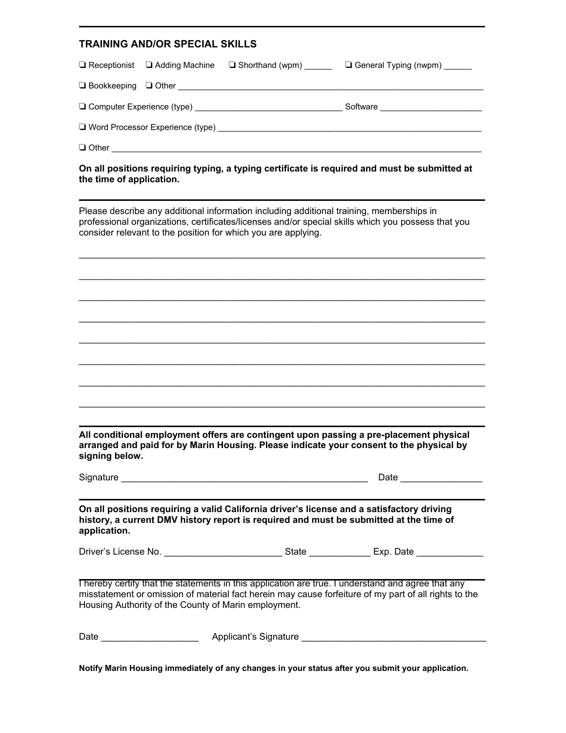## TRAINING AND/OR SPECIAL SKILLS

❑ Receptionist ❑ Adding Machine ❑ Shorthand (wpm) ______ ❑ General Typing (nwpm) ______

❑ Bookkeeping ❑ Other ____________________________________________________________

❑ Computer Experience (type) _______________________________ Software _____________________

❑ Word Processor Experience (type) _________________________________________________________

❑ Other ______________________________________________________________________________

**On all positions requiring typing, a typing certificate is required and must be submitted at the time of application.**

---

Please describe any additional information including additional training, memberships in professional organizations, certificates/licenses and/or special skills which you possess that you consider relevant to the position for which you are applying.

_______________________________________________________________________________

_______________________________________________________________________________

_______________________________________________________________________________

_______________________________________________________________________________

_______________________________________________________________________________

_______________________________________________________________________________

_______________________________________________________________________________

_______________________________________________________________________________

---

**All conditional employment offers are contingent upon passing a pre-placement physical arranged and paid for by Marin Housing. Please indicate your consent to the physical by signing below.**

Signature ________________________________________________ Date _______________

---

**On all positions requiring a valid California driver's license and a satisfactory driving history, a current DMV history report is required and must be submitted at the time of application.**

Driver's License No. ______________________ State ___________ Exp. Date ____________

---

I hereby certify that the statements in this application are true. I understand and agree that any misstatement or omission of material fact herein may cause forfeiture of my part of all rights to the Housing Authority of the County of Marin employment.

Date __________________ Applicant's Signature ___________________________________

**Notify Marin Housing immediately of any changes in your status after you submit your application.**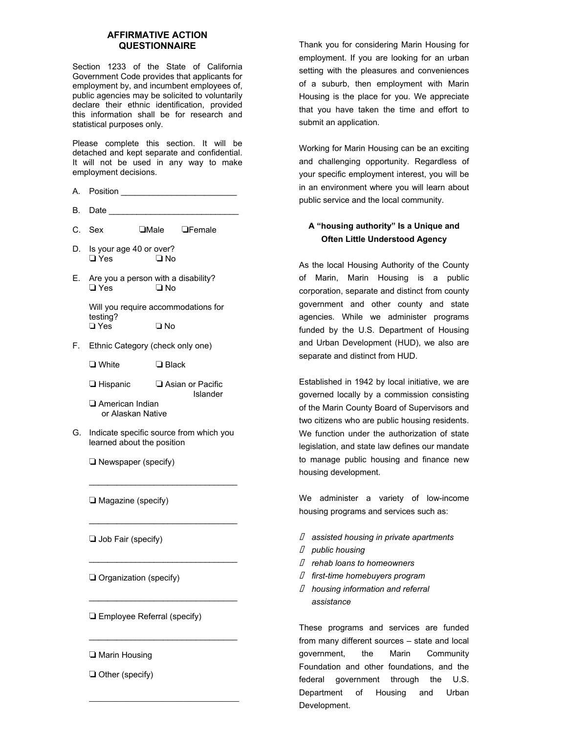## AFFIRMATIVE ACTION QUESTIONNAIRE

Section 1233 of the State of California Government Code provides that applicants for employment by, and incumbent employees of, public agencies may be solicited to voluntarily declare their ethnic identification, provided this information shall be for research and statistical purposes only.

Please complete this section. It will be detached and kept separate and confidential. It will not be used in any way to make employment decisions.

A. Position ________________________

B. Date ___________________________

C. Sex ❑Male ❑Female

D. Is your age 40 or over?
❑ Yes ❑ No

E. Are you a person with a disability?
❑ Yes ❑ No

Will you require accommodations for testing?
❑ Yes ❑ No

F. Ethnic Category (check only one)

❑ White ❑ Black

❑ Hispanic ❑ Asian or Pacific Islander

❑ American Indian or Alaskan Native

G. Indicate specific source from which you learned about the position

❑ Newspaper (specify)

________________________________

❑ Magazine (specify)

________________________________

❑ Job Fair (specify)

________________________________

❑ Organization (specify)

________________________________

❑ Employee Referral (specify)

________________________________

❑ Marin Housing

❑ Other (specify)

________________________________

Thank you for considering Marin Housing for employment. If you are looking for an urban setting with the pleasures and conveniences of a suburb, then employment with Marin Housing is the place for you. We appreciate that you have taken the time and effort to submit an application.

Working for Marin Housing can be an exciting and challenging opportunity. Regardless of your specific employment interest, you will be in an environment where you will learn about public service and the local community.

### A "housing authority" Is a Unique and Often Little Understood Agency

As the local Housing Authority of the County of Marin, Marin Housing is a public corporation, separate and distinct from county government and other county and state agencies. While we administer programs funded by the U.S. Department of Housing and Urban Development (HUD), we also are separate and distinct from HUD.

Established in 1942 by local initiative, we are governed locally by a commission consisting of the Marin County Board of Supervisors and two citizens who are public housing residents. We function under the authorization of state legislation, and state law defines our mandate to manage public housing and finance new housing development.

We administer a variety of low-income housing programs and services such as:

- *assisted housing in private apartments*
- *public housing*
- *rehab loans to homeowners*
- *first-time homebuyers program*
- *housing information and referral assistance*

These programs and services are funded from many different sources – state and local government, the Marin Community Foundation and other foundations, and the federal government through the U.S. Department of Housing and Urban Development.